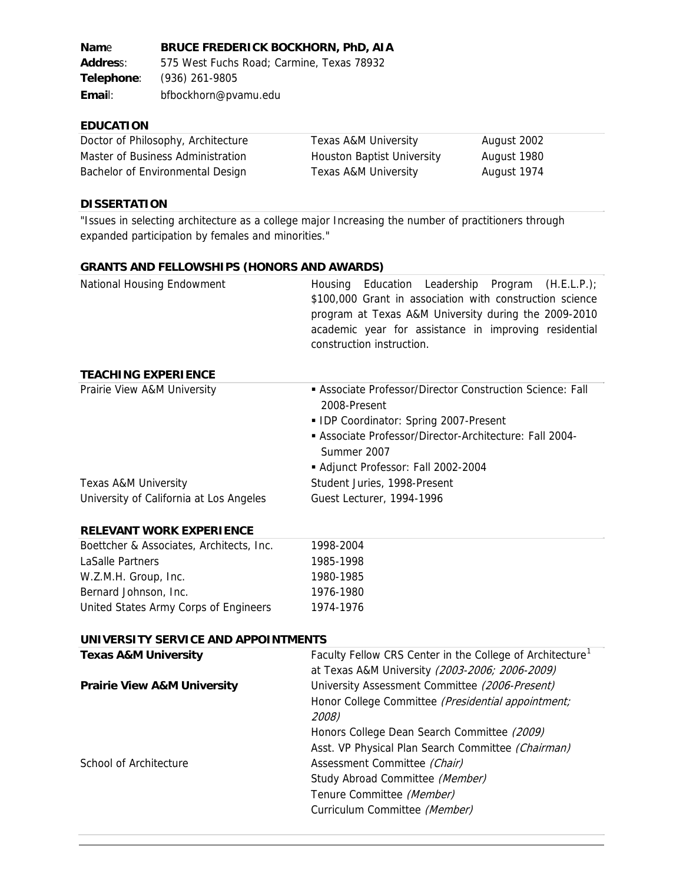**Name** **BRUCE FREDERICK BOCKHORN, PhD, AIA**
**Address**: 575 West Fuchs Road; Carmine, Texas 78932
**Telephone**: (936) 261-9805
**Email**: bfbockhorn@pvamu.edu

## EDUCATION

| | | |
|---|---|---|
| Doctor of Philosophy, Architecture | Texas A&M University | August 2002 |
| Master of Business Administration | Houston Baptist University | August 1980 |
| Bachelor of Environmental Design | Texas A&M University | August 1974 |

## DISSERTATION

"Issues in selecting architecture as a college major Increasing the number of practitioners through expanded participation by females and minorities."

## GRANTS AND FELLOWSHIPS (HONORS AND AWARDS)

| | |
|---|---|
| National Housing Endowment | Housing Education Leadership Program (H.E.L.P.); $100,000 Grant in association with construction science program at Texas A&M University during the 2009-2010 academic year for assistance in improving residential construction instruction. |

## TEACHING EXPERIENCE

| | |
|---|---|
| Prairie View A&M University | ▪ Associate Professor/Director Construction Science: Fall 2008-Present<br>▪ IDP Coordinator: Spring 2007-Present<br>▪ Associate Professor/Director-Architecture: Fall 2004-Summer 2007<br>▪ Adjunct Professor: Fall 2002-2004 |
| Texas A&M University | Student Juries, 1998-Present |
| University of California at Los Angeles | Guest Lecturer, 1994-1996 |

## RELEVANT WORK EXPERIENCE

| | |
|---|---|
| Boettcher & Associates, Architects, Inc. | 1998-2004 |
| LaSalle Partners | 1985-1998 |
| W.Z.M.H. Group, Inc. | 1980-1985 |
| Bernard Johnson, Inc. | 1976-1980 |
| United States Army Corps of Engineers | 1974-1976 |

## UNIVERSITY SERVICE AND APPOINTMENTS

| | |
|---|---|
| **Texas A&M University** | Faculty Fellow CRS Center in the College of Architecture[1] at Texas A&M University *(2003-2006; 2006-2009)* |
| **Prairie View A&M University** | University Assessment Committee *(2006-Present)*<br>Honor College Committee *(Presidential appointment; 2008)*<br>Honors College Dean Search Committee *(2009)*<br>Asst. VP Physical Plan Search Committee *(Chairman)* |
| School of Architecture | Assessment Committee *(Chair)*<br>Study Abroad Committee *(Member)*<br>Tenure Committee *(Member)*<br>Curriculum Committee *(Member)* |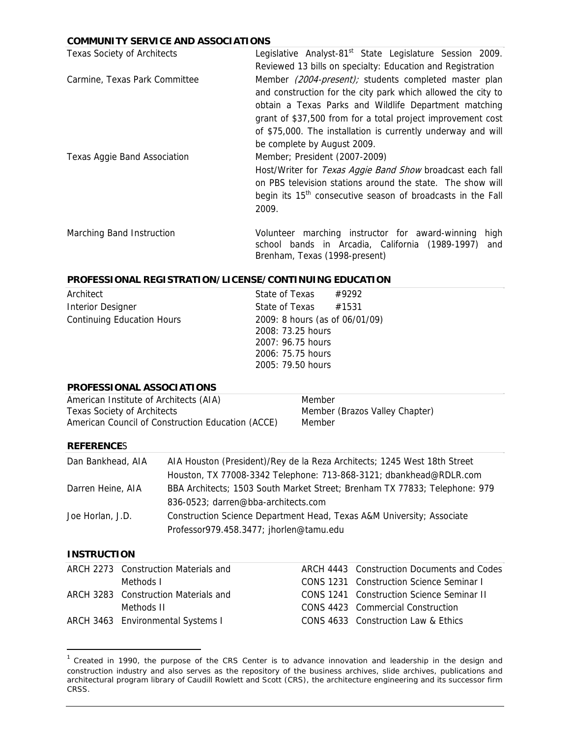## COMMUNITY SERVICE AND ASSOCIATIONS

| | |
|---|---|
| Texas Society of Architects | Legislative Analyst-81st State Legislature Session 2009. Reviewed 13 bills on specialty: Education and Registration |
| Carmine, Texas Park Committee | Member *(2004-present);* students completed master plan and construction for the city park which allowed the city to obtain a Texas Parks and Wildlife Department matching grant of $37,500 from for a total project improvement cost of $75,000. The installation is currently underway and will be complete by August 2009. |
| Texas Aggie Band Association | Member; President (2007-2009)<br>Host/Writer for *Texas Aggie Band Show* broadcast each fall on PBS television stations around the state. The show will begin its 15th consecutive season of broadcasts in the Fall 2009. |
| Marching Band Instruction | Volunteer marching instructor for award-winning high school bands in Arcadia, California (1989-1997) and Brenham, Texas (1998-present) |

## PROFESSIONAL REGISTRATION/LICENSE/CONTINUING EDUCATION

| | |
|---|---|
| Architect | State of Texas #9292 |
| Interior Designer | State of Texas #1531 |
| Continuing Education Hours | 2009: 8 hours (as of 06/01/09)<br>2008: 73.25 hours<br>2007: 96.75 hours<br>2006: 75.75 hours<br>2005: 79.50 hours |

## PROFESSIONAL ASSOCIATIONS

| | |
|---|---|
| American Institute of Architects (AIA) | Member |
| Texas Society of Architects | Member (Brazos Valley Chapter) |
| American Council of Construction Education (ACCE) | Member |

## REFERENCES

| | |
|---|---|
| Dan Bankhead, AIA | AIA Houston (President)/Rey de la Reza Architects; 1245 West 18th Street Houston, TX 77008-3342 Telephone: 713-868-3121; dbankhead@RDLR.com |
| Darren Heine, AIA | BBA Architects; 1503 South Market Street; Brenham TX 77833; Telephone: 979 836-0523; darren@bba-architects.com |
| Joe Horlan, J.D. | Construction Science Department Head, Texas A&M University; Associate Professor979.458.3477; jhorlen@tamu.edu |

## INSTRUCTION

| | |
|---|---|
| ARCH 2273 | Construction Materials and Methods I |
| ARCH 3283 | Construction Materials and Methods II |
| ARCH 3463 | Environmental Systems I |
| ARCH 4443 | Construction Documents and Codes |
| CONS 1231 | Construction Science Seminar I |
| CONS 1241 | Construction Science Seminar II |
| CONS 4423 | Commercial Construction |
| CONS 4633 | Construction Law & Ethics |

---

[1] Created in 1990, the purpose of the CRS Center is to advance innovation and leadership in the design and construction industry and also serves as the repository of the business archives, slide archives, publications and architectural program library of Caudill Rowlett and Scott (CRS), the architecture engineering and its successor firm CRSS.